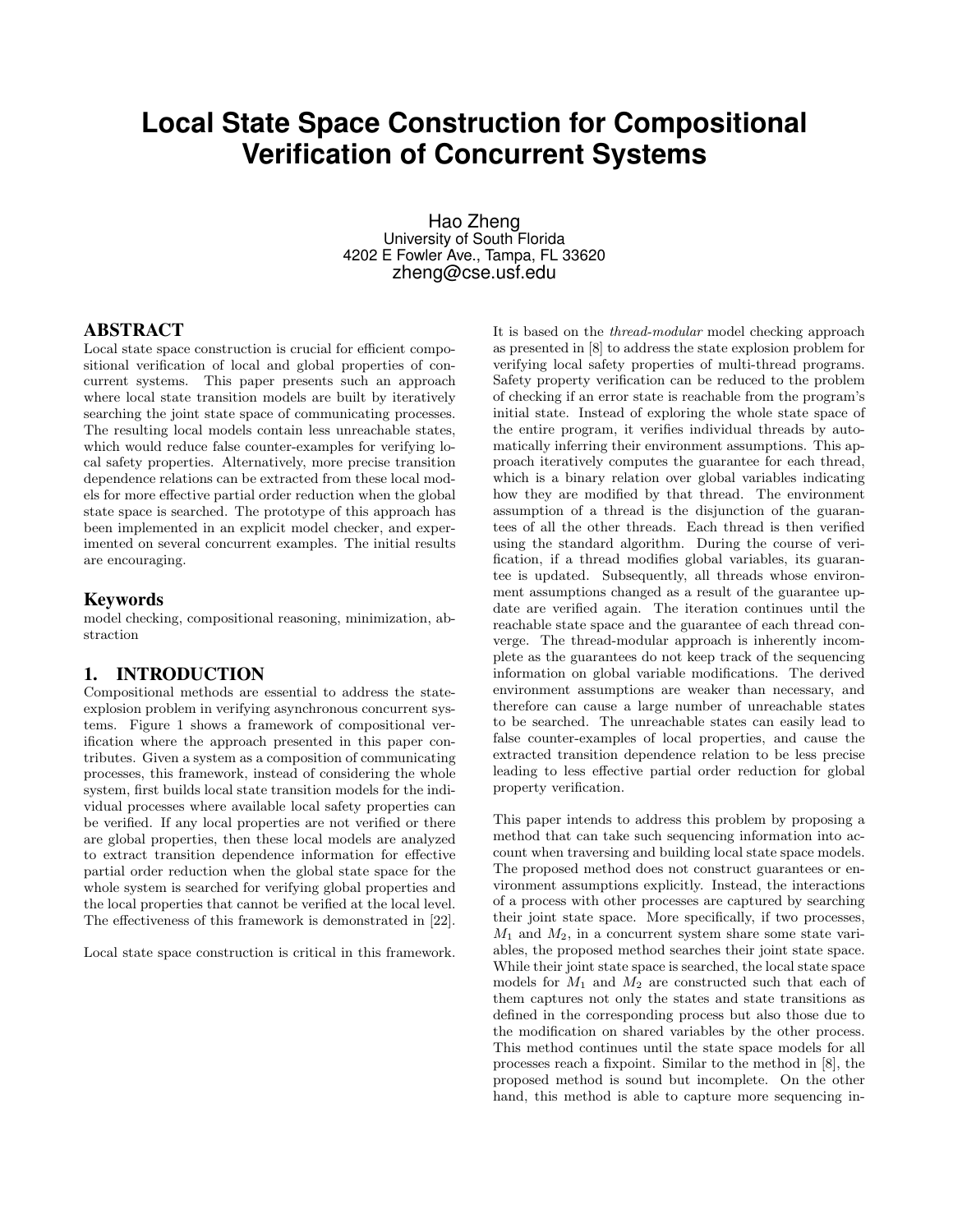# Local State Space Construction for Compositional Verification of Concurrent Systems

Hao Zheng
University of South Florida
4202 E Fowler Ave., Tampa, FL 33620
zheng@cse.usf.edu

## ABSTRACT

Local state space construction is crucial for efficient compositional verification of local and global properties of concurrent systems. This paper presents such an approach where local state transition models are built by iteratively searching the joint state space of communicating processes. The resulting local models contain less unreachable states, which would reduce false counter-examples for verifying local safety properties. Alternatively, more precise transition dependence relations can be extracted from these local models for more effective partial order reduction when the global state space is searched. The prototype of this approach has been implemented in an explicit model checker, and experimented on several concurrent examples. The initial results are encouraging.

### Keywords

model checking, compositional reasoning, minimization, abstraction

## 1. INTRODUCTION

Compositional methods are essential to address the state-explosion problem in verifying asynchronous concurrent systems. Figure 1 shows a framework of compositional verification where the approach presented in this paper contributes. Given a system as a composition of communicating processes, this framework, instead of considering the whole system, first builds local state transition models for the individual processes where available local safety properties can be verified. If any local properties are not verified or there are global properties, then these local models are analyzed to extract transition dependence information for effective partial order reduction when the global state space for the whole system is searched for verifying global properties and the local properties that cannot be verified at the local level. The effectiveness of this framework is demonstrated in [22].

Local state space construction is critical in this framework. It is based on the *thread-modular* model checking approach as presented in [8] to address the state explosion problem for verifying local safety properties of multi-thread programs. Safety property verification can be reduced to the problem of checking if an error state is reachable from the program's initial state. Instead of exploring the whole state space of the entire program, it verifies individual threads by automatically inferring their environment assumptions. This approach iteratively computes the guarantee for each thread, which is a binary relation over global variables indicating how they are modified by that thread. The environment assumption of a thread is the disjunction of the guarantees of all the other threads. Each thread is then verified using the standard algorithm. During the course of verification, if a thread modifies global variables, its guarantee is updated. Subsequently, all threads whose environment assumptions changed as a result of the guarantee update are verified again. The iteration continues until the reachable state space and the guarantee of each thread converge. The thread-modular approach is inherently incomplete as the guarantees do not keep track of the sequencing information on global variable modifications. The derived environment assumptions are weaker than necessary, and therefore can cause a large number of unreachable states to be searched. The unreachable states can easily lead to false counter-examples of local properties, and cause the extracted transition dependence relation to be less precise leading to less effective partial order reduction for global property verification.

This paper intends to address this problem by proposing a method that can take such sequencing information into account when traversing and building local state space models. The proposed method does not construct guarantees or environment assumptions explicitly. Instead, the interactions of a process with other processes are captured by searching their joint state space. More specifically, if two processes, $M_1$ and $M_2$, in a concurrent system share some state variables, the proposed method searches their joint state space. While their joint state space is searched, the local state space models for $M_1$ and $M_2$ are constructed such that each of them captures not only the states and state transitions as defined in the corresponding process but also those due to the modification on shared variables by the other process. This method continues until the state space models for all processes reach a fixpoint. Similar to the method in [8], the proposed method is sound but incomplete. On the other hand, this method is able to capture more sequencing in-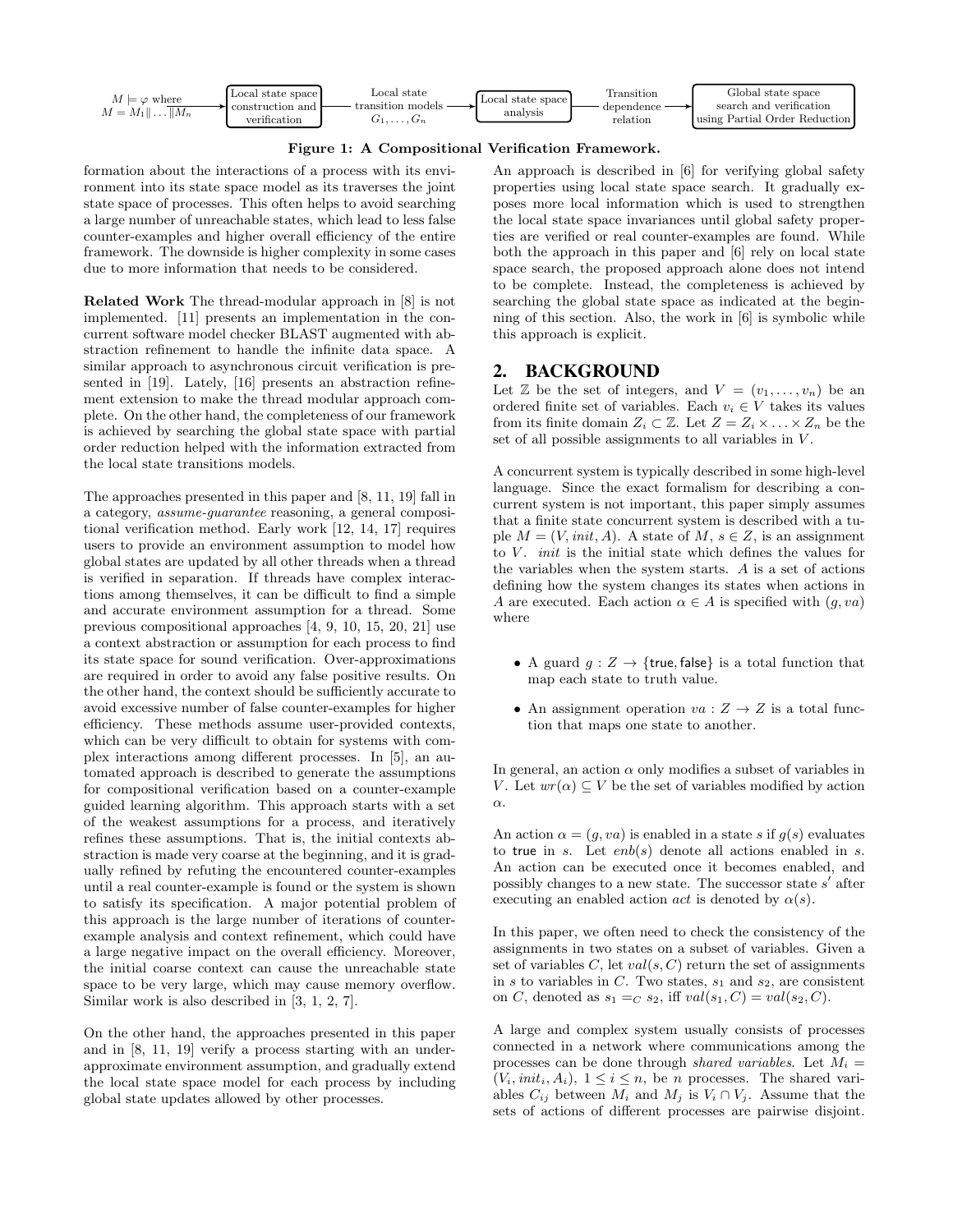$M \models \varphi$ where $M = M_1 \| \ldots \| M_n$ → Local state space construction and verification → Local state transition models $G_1, \ldots, G_n$ → Local state space analysis → Transition dependence relation → Global state space search and verification using Partial Order Reduction

**Figure 1: A Compositional Verification Framework.**

formation about the interactions of a process with its environment into its state space model as its traverses the joint state space of processes. This often helps to avoid searching a large number of unreachable states, which lead to less false counter-examples and higher overall efficiency of the entire framework. The downside is higher complexity in some cases due to more information that needs to be considered.

**Related Work** The thread-modular approach in [8] is not implemented. [11] presents an implementation in the concurrent software model checker BLAST augmented with abstraction refinement to handle the infinite data space. A similar approach to asynchronous circuit verification is presented in [19]. Lately, [16] presents an abstraction refinement extension to make the thread modular approach complete. On the other hand, the completeness of our framework is achieved by searching the global state space with partial order reduction helped with the information extracted from the local state transitions models.

The approaches presented in this paper and [8, 11, 19] fall in a category, *assume-guarantee* reasoning, a general compositional verification method. Early work [12, 14, 17] requires users to provide an environment assumption to model how global states are updated by all other threads when a thread is verified in separation. If threads have complex interactions among themselves, it can be difficult to find a simple and accurate environment assumption for a thread. Some previous compositional approaches [4, 9, 10, 15, 20, 21] use a context abstraction or assumption for each process to find its state space for sound verification. Over-approximations are required in order to avoid any false positive results. On the other hand, the context should be sufficiently accurate to avoid excessive number of false counter-examples for higher efficiency. These methods assume user-provided contexts, which can be very difficult to obtain for systems with complex interactions among different processes. In [5], an automated approach is described to generate the assumptions for compositional verification based on a counter-example guided learning algorithm. This approach starts with a set of the weakest assumptions for a process, and iteratively refines these assumptions. That is, the initial contexts abstraction is made very coarse at the beginning, and it is gradually refined by refuting the encountered counter-examples until a real counter-example is found or the system is shown to satisfy its specification. A major potential problem of this approach is the large number of iterations of counter-example analysis and context refinement, which could have a large negative impact on the overall efficiency. Moreover, the initial coarse context can cause the unreachable state space to be very large, which may cause memory overflow. Similar work is also described in [3, 1, 2, 7].

On the other hand, the approaches presented in this paper and in [8, 11, 19] verify a process starting with an under-approximate environment assumption, and gradually extend the local state space model for each process by including global state updates allowed by other processes.

An approach is described in [6] for verifying global safety properties using local state space search. It gradually exposes more local information which is used to strengthen the local state space invariances until global safety properties are verified or real counter-examples are found. While both the approach in this paper and [6] rely on local state space search, the proposed approach alone does not intend to be complete. Instead, the completeness is achieved by searching the global state space as indicated at the beginning of this section. Also, the work in [6] is symbolic while this approach is explicit.

## 2. BACKGROUND

Let $\mathbb{Z}$ be the set of integers, and $V = (v_1, \ldots, v_n)$ be an ordered finite set of variables. Each $v_i \in V$ takes its values from its finite domain $Z_i \subset \mathbb{Z}$. Let $Z = Z_i \times \ldots \times Z_n$ be the set of all possible assignments to all variables in $V$.

A concurrent system is typically described in some high-level language. Since the exact formalism for describing a concurrent system is not important, this paper simply assumes that a finite state concurrent system is described with a tuple $M = (V, init, A)$. A state of $M$, $s \in Z$, is an assignment to $V$. *init* is the initial state which defines the values for the variables when the system starts. $A$ is a set of actions defining how the system changes its states when actions in $A$ are executed. Each action $\alpha \in A$ is specified with $(g, va)$ where

- A guard $g : Z \to \{\text{true}, \text{false}\}$ is a total function that map each state to truth value.
- An assignment operation $va : Z \to Z$ is a total function that maps one state to another.

In general, an action $\alpha$ only modifies a subset of variables in $V$. Let $wr(\alpha) \subseteq V$ be the set of variables modified by action $\alpha$.

An action $\alpha = (g, va)$ is enabled in a state $s$ if $g(s)$ evaluates to true in $s$. Let $enb(s)$ denote all actions enabled in $s$. An action can be executed once it becomes enabled, and possibly changes to a new state. The successor state $s'$ after executing an enabled action *act* is denoted by $\alpha(s)$.

In this paper, we often need to check the consistency of the assignments in two states on a subset of variables. Given a set of variables $C$, let $val(s, C)$ return the set of assignments in $s$ to variables in $C$. Two states, $s_1$ and $s_2$, are consistent on $C$, denoted as $s_1 =_C s_2$, iff $val(s_1, C) = val(s_2, C)$.

A large and complex system usually consists of processes connected in a network where communications among the processes can be done through *shared variables*. Let $M_i = (V_i, init_i, A_i)$, $1 \leq i \leq n$, be $n$ processes. The shared variables $C_{ij}$ between $M_i$ and $M_j$ is $V_i \cap V_j$. Assume that the sets of actions of different processes are pairwise disjoint.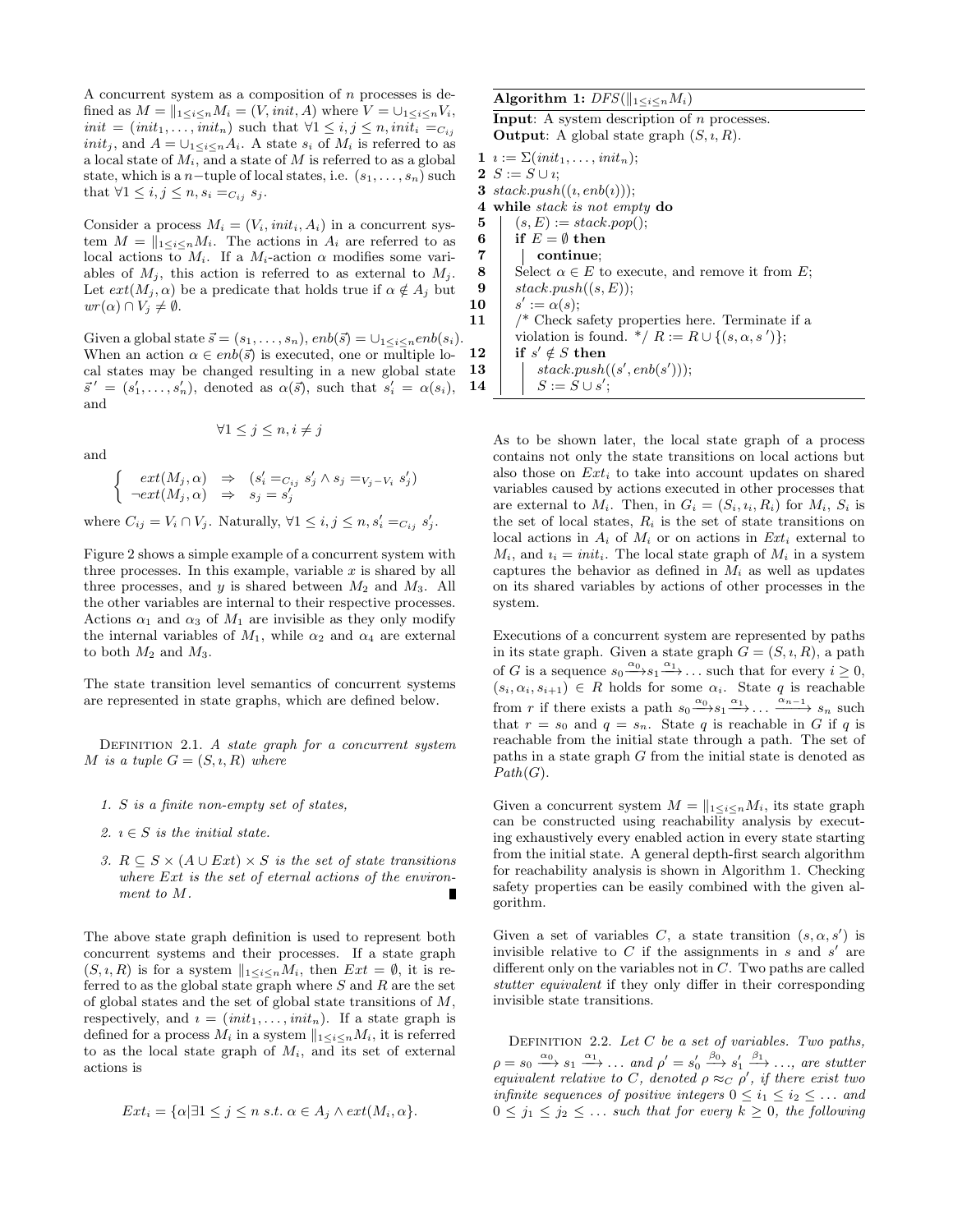A concurrent system as a composition of $n$ processes is defined as $M = \|_{1 \leq i \leq n} M_i = (V, init, A)$ where $V = \cup_{1 \leq i \leq n} V_i$, $init = (init_1, \ldots, init_n)$ such that $\forall 1 \leq i, j \leq n, init_i =_{C_{ij}} init_j$, and $A = \cup_{1 \leq i \leq n} A_i$. A state $s_i$ of $M_i$ is referred to as a local state of $M_i$, and a state of $M$ is referred to as a global state, which is a $n-$tuple of local states, i.e. $(s_1, \ldots, s_n)$ such that $\forall 1 \leq i, j \leq n, s_i =_{C_{ij}} s_j$.

Consider a process $M_i = (V_i, init_i, A_i)$ in a concurrent system $M = \|_{1 \leq i \leq n} M_i$. The actions in $A_i$ are referred to as local actions to $M_i$. If a $M_i$-action $\alpha$ modifies some variables of $M_j$, this action is referred to as external to $M_j$. Let $ext(M_j, \alpha)$ be a predicate that holds true if $\alpha \notin A_j$ but $wr(\alpha) \cap V_j \neq \emptyset$.

Given a global state $\vec{s} = (s_1, \ldots, s_n)$, $enb(\vec{s}) = \cup_{1 \leq i \leq n} enb(s_i)$. When an action $\alpha \in enb(\vec{s})$ is executed, one or multiple local states may be changed resulting in a new global state $\vec{s}\,' = (s'_1, \ldots, s'_n)$, denoted as $\alpha(\vec{s})$, such that $s'_i = \alpha(s_i)$, and

$$\forall 1 \leq j \leq n, i \neq j$$

and

$$\begin{cases} ext(M_j, \alpha) & \Rightarrow \quad (s'_i =_{C_{ij}} s'_j \wedge s_j =_{V_j - V_i} s'_j) \\ \neg ext(M_j, \alpha) & \Rightarrow \quad s_j = s'_j \end{cases}$$

where $C_{ij} = V_i \cap V_j$. Naturally, $\forall 1 \leq i, j \leq n, s'_i =_{C_{ij}} s'_j$.

Figure 2 shows a simple example of a concurrent system with three processes. In this example, variable $x$ is shared by all three processes, and $y$ is shared between $M_2$ and $M_3$. All the other variables are internal to their respective processes. Actions $\alpha_1$ and $\alpha_3$ of $M_1$ are invisible as they only modify the internal variables of $M_1$, while $\alpha_2$ and $\alpha_4$ are external to both $M_2$ and $M_3$.

The state transition level semantics of concurrent systems are represented in state graphs, which are defined below.

Definition 2.1. *A state graph for a concurrent system $M$ is a tuple $G = (S, \imath, R)$ where*

1. *$S$ is a finite non-empty set of states,*
2. *$\imath \in S$ is the initial state.*
3. *$R \subseteq S \times (A \cup Ext) \times S$ is the set of state transitions where $Ext$ is the set of eternal actions of the environment to $M$.*

The above state graph definition is used to represent both concurrent systems and their processes. If a state graph $(S, \imath, R)$ is for a system $\|_{1 \leq i \leq n} M_i$, then $Ext = \emptyset$, it is referred to as the global state graph where $S$ and $R$ are the set of global states and the set of global state transitions of $M$, respectively, and $\imath = (init_1, \ldots, init_n)$. If a state graph is defined for a process $M_i$ in a system $\|_{1 \leq i \leq n} M_i$, it is referred to as the local state graph of $M_i$, and its set of external actions is

$$Ext_i = \{\alpha | \exists 1 \leq j \leq n \text{ s.t. } \alpha \in A_j \wedge ext(M_i, \alpha\}.$$

**Algorithm 1:** $DFS(\|_{1 \leq i \leq n} M_i)$

**Input**: A system description of $n$ processes.
**Output**: A global state graph $(S, \imath, R)$.

```
1  ı := Σ(init_1, ..., init_n);
2  S := S ∪ ı;
3  stack.push((ı, enb(ı)));
4  while stack is not empty do
5      (s, E) := stack.pop();
6      if E = ∅ then
7          continue;
8      Select α ∈ E to execute, and remove it from E;
9      stack.push((s, E));
10     s' := α(s);
11     /* Check safety properties here. Terminate if a
       violation is found. */ R := R ∪ {(s, α, s')};
12     if s' ∉ S then
13         stack.push((s', enb(s')));
14         S := S ∪ s';
```

As to be shown later, the local state graph of a process contains not only the state transitions on local actions but also those on $Ext_i$ to take into account updates on shared variables caused by actions executed in other processes that are external to $M_i$. Then, in $G_i = (S_i, \imath_i, R_i)$ for $M_i$, $S_i$ is the set of local states, $R_i$ is the set of state transitions on local actions in $A_i$ of $M_i$ or on actions in $Ext_i$ external to $M_i$, and $\imath_i = init_i$. The local state graph of $M_i$ in a system captures the behavior as defined in $M_i$ as well as updates on its shared variables by actions of other processes in the system.

Executions of a concurrent system are represented by paths in its state graph. Given a state graph $G = (S, \imath, R)$, a path of $G$ is a sequence $s_0 \xrightarrow{\alpha_0} s_1 \xrightarrow{\alpha_1} \ldots$ such that for every $i \geq 0$, $(s_i, \alpha_i, s_{i+1}) \in R$ holds for some $\alpha_i$. State $q$ is reachable from $r$ if there exists a path $s_0 \xrightarrow{\alpha_0} s_1 \xrightarrow{\alpha_1} \ldots \xrightarrow{\alpha_{n-1}} s_n$ such that $r = s_0$ and $q = s_n$. State $q$ is reachable in $G$ if $q$ is reachable from the initial state through a path. The set of paths in a state graph $G$ from the initial state is denoted as $Path(G)$.

Given a concurrent system $M = \|_{1 \leq i \leq n} M_i$, its state graph can be constructed using reachability analysis by executing exhaustively every enabled action in every state starting from the initial state. A general depth-first search algorithm for reachability analysis is shown in Algorithm 1. Checking safety properties can be easily combined with the given algorithm.

Given a set of variables $C$, a state transition $(s, \alpha, s')$ is invisible relative to $C$ if the assignments in $s$ and $s'$ are different only on the variables not in $C$. Two paths are called *stutter equivalent* if they only differ in their corresponding invisible state transitions.

Definition 2.2. *Let $C$ be a set of variables. Two paths, $\rho = s_0 \xrightarrow{\alpha_0} s_1 \xrightarrow{\alpha_1} \ldots$ and $\rho' = s'_0 \xrightarrow{\beta_0} s'_1 \xrightarrow{\beta_1} \ldots$, are stutter equivalent relative to $C$, denoted $\rho \approx_C \rho'$, if there exist two infinite sequences of positive integers $0 \leq i_1 \leq i_2 \leq \ldots$ and $0 \leq j_1 \leq j_2 \leq \ldots$ such that for every $k \geq 0$, the following*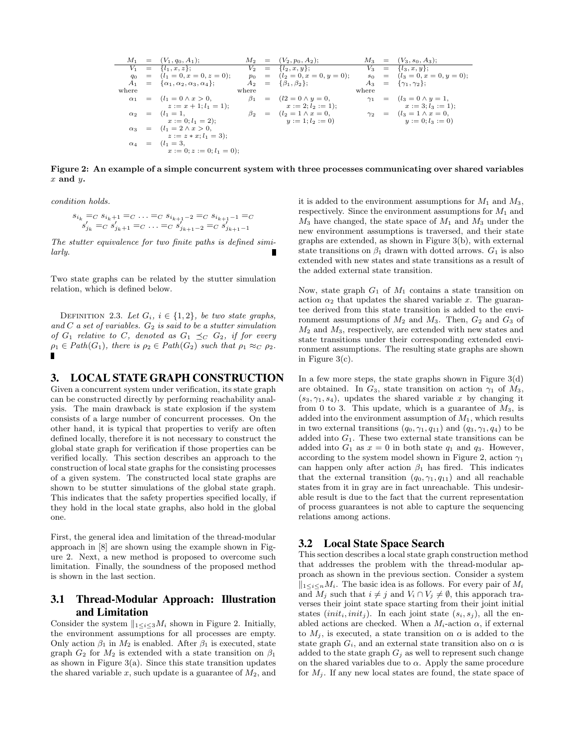| $M_1$ | $=$ | $(V_1, q_0, A_1)$; | $M_2$ | $=$ | $(V_2, p_0, A_2)$; | $M_3$ | $=$ | $(V_3, s_0, A_3)$; |
|---|---|---|---|---|---|---|---|---|
| $V_1$ | $=$ | $\{l_1, x, z\}$; | $V_2$ | $=$ | $\{l_2, x, y\}$; | $V_3$ | $=$ | $\{l_3, x, y\}$; |
| $q_0$ | $=$ | $(l_1 = 0, x = 0, z = 0)$; | $p_0$ | $=$ | $(l_2 = 0, x = 0, y = 0)$; | $s_0$ | $=$ | $(l_3 = 0, x = 0, y = 0)$; |
| $A_1$ | $=$ | $\{\alpha_1, \alpha_2, \alpha_3, \alpha_4\}$; | $A_2$ | $=$ | $\{\beta_1, \beta_2\}$; | $A_3$ | $=$ | $\{\gamma_1, \gamma_2\}$; |
| where | | | where | | | where | | |
| $\alpha_1$ | $=$ | $(l_1 = 0 \wedge x > 0,$ $z := x + 1; l_1 = 1)$; | $\beta_1$ | $=$ | $(l2 = 0 \wedge y = 0,$ $x := 2; l_2 := 1)$; | $\gamma_1$ | $=$ | $(l_3 = 0 \wedge y = 1,$ $x := 3; l_3 := 1)$; |
| $\alpha_2$ | $=$ | $(l_1 = 1,$ $x := 0; l_1 = 2)$; | $\beta_2$ | $=$ | $(l_2 = 1 \wedge x = 0,$ $y := 1; l_2 := 0)$ | $\gamma_2$ | $=$ | $(l_3 = 1 \wedge x = 0,$ $y := 0; l_3 := 0)$ |
| $\alpha_3$ | $=$ | $(l_1 = 2 \wedge x > 0,$ $z := z * x; l_1 = 3)$; | | | | | | |
| $\alpha_4$ | $=$ | $(l_1 = 3,$ $x := 0; z := 0; l_1 = 0)$; | | | | | | |

**Figure 2: An example of a simple concurrent system with three processes communicating over shared variables $x$ and $y$.**

*condition holds.*

$$s_{i_k} =_C s_{i_k+1} =_C \ldots =_C s_{i_{k+1}-2} =_C s_{i_{k+1}-1} =_C s'_{j_k} =_C s'_{j_k+1} =_C \ldots =_C s'_{j_{k+1}-2} =_C s'_{j_{k+1}-1}$$

*The stutter equivalence for two finite paths is defined similarly.* ∎

Two state graphs can be related by the stutter simulation relation, which is defined below.

DEFINITION 2.3. *Let $G_i$, $i \in \{1, 2\}$, be two state graphs, and $C$ a set of variables. $G_2$ is said to be a stutter simulation of $G_1$ relative to $C$, denoted as $G_1 \preceq_C G_2$, if for every $\rho_1 \in Path(G_1)$, there is $\rho_2 \in Path(G_2)$ such that $\rho_1 \approx_C \rho_2$.* ∎

# 3. LOCAL STATE GRAPH CONSTRUCTION

Given a concurrent system under verification, its state graph can be constructed directly by performing reachability analysis. The main drawback is state explosion if the system consists of a large number of concurrent processes. On the other hand, it is typical that properties to verify are often defined locally, therefore it is not necessary to construct the global state graph for verification if those properties can be verified locally. This section describes an approach to the construction of local state graphs for the consisting processes of a given system. The constructed local state graphs are shown to be stutter simulations of the global state graph. This indicates that the safety properties specified locally, if they hold in the local state graphs, also hold in the global one.

First, the general idea and limitation of the thread-modular approach in [8] are shown using the example shown in Figure 2. Next, a new method is proposed to overcome such limitation. Finally, the soundness of the proposed method is shown in the last section.

## 3.1 Thread-Modular Approach: Illustration and Limitation

Consider the system $\|_{1\leq i\leq 3} M_i$ shown in Figure 2. Initially, the environment assumptions for all processes are empty. Only action $\beta_1$ in $M_2$ is enabled. After $\beta_1$ is executed, state graph $G_2$ for $M_2$ is extended with a state transition on $\beta_1$ as shown in Figure 3(a). Since this state transition updates the shared variable $x$, such update is a guarantee of $M_2$, and it is added to the environment assumptions for $M_1$ and $M_3$, respectively. Since the environment assumptions for $M_1$ and $M_3$ have changed, the state space of $M_1$ and $M_3$ under the new environment assumptions is traversed, and their state graphs are extended, as shown in Figure 3(b), with external state transitions on $\beta_1$ drawn with dotted arrows. $G_1$ is also extended with new states and state transitions as a result of the added external state transition.

Now, state graph $G_1$ of $M_1$ contains a state transition on action $\alpha_2$ that updates the shared variable $x$. The guarantee derived from this state transition is added to the environment assumptions of $M_2$ and $M_3$. Then, $G_2$ and $G_3$ of $M_2$ and $M_3$, respectively, are extended with new states and state transitions under their corresponding extended environment assumptions. The resulting state graphs are shown in Figure 3(c).

In a few more steps, the state graphs shown in Figure 3(d) are obtained. In $G_3$, state transition on action $\gamma_1$ of $M_3$, $(s_3, \gamma_1, s_4)$, updates the shared variable $x$ by changing it from 0 to 3. This update, which is a guarantee of $M_3$, is added into the environment assumption of $M_1$, which results in two external transitions $(q_0, \gamma_1, q_{11})$ and $(q_3, \gamma_1, q_4)$ to be added into $G_1$. These two external state transitions can be added into $G_1$ as $x = 0$ in both state $q_1$ and $q_3$. However, according to the system model shown in Figure 2, action $\gamma_1$ can happen only after action $\beta_1$ has fired. This indicates that the external transition $(q_0, \gamma_1, q_{11})$ and all reachable states from it in gray are in fact unreachable. This undesirable result is due to the fact that the current representation of process guarantees is not able to capture the sequencing relations among actions.

## 3.2 Local State Space Search

This section describes a local state graph construction method that addresses the problem with the thread-modular approach as shown in the previous section. Consider a system $\|_{1\leq i\leq n} M_i$. The basic idea is as follows. For every pair of $M_i$ and $M_j$ such that $i \neq j$ and $V_i \cap V_j \neq \emptyset$, this apporach traverses their joint state space starting from their joint initial states $(init_i, init_j)$. In each joint state $(s_i, s_j)$, all the enabled actions are checked. When a $M_i$-action $\alpha$, if external to $M_j$, is executed, a state transition on $\alpha$ is added to the state graph $G_i$, and an external state transition also on $\alpha$ is added to the state graph $G_j$ as well to represent such change on the shared variables due to $\alpha$. Apply the same procedure for $M_j$. If any new local states are found, the state space of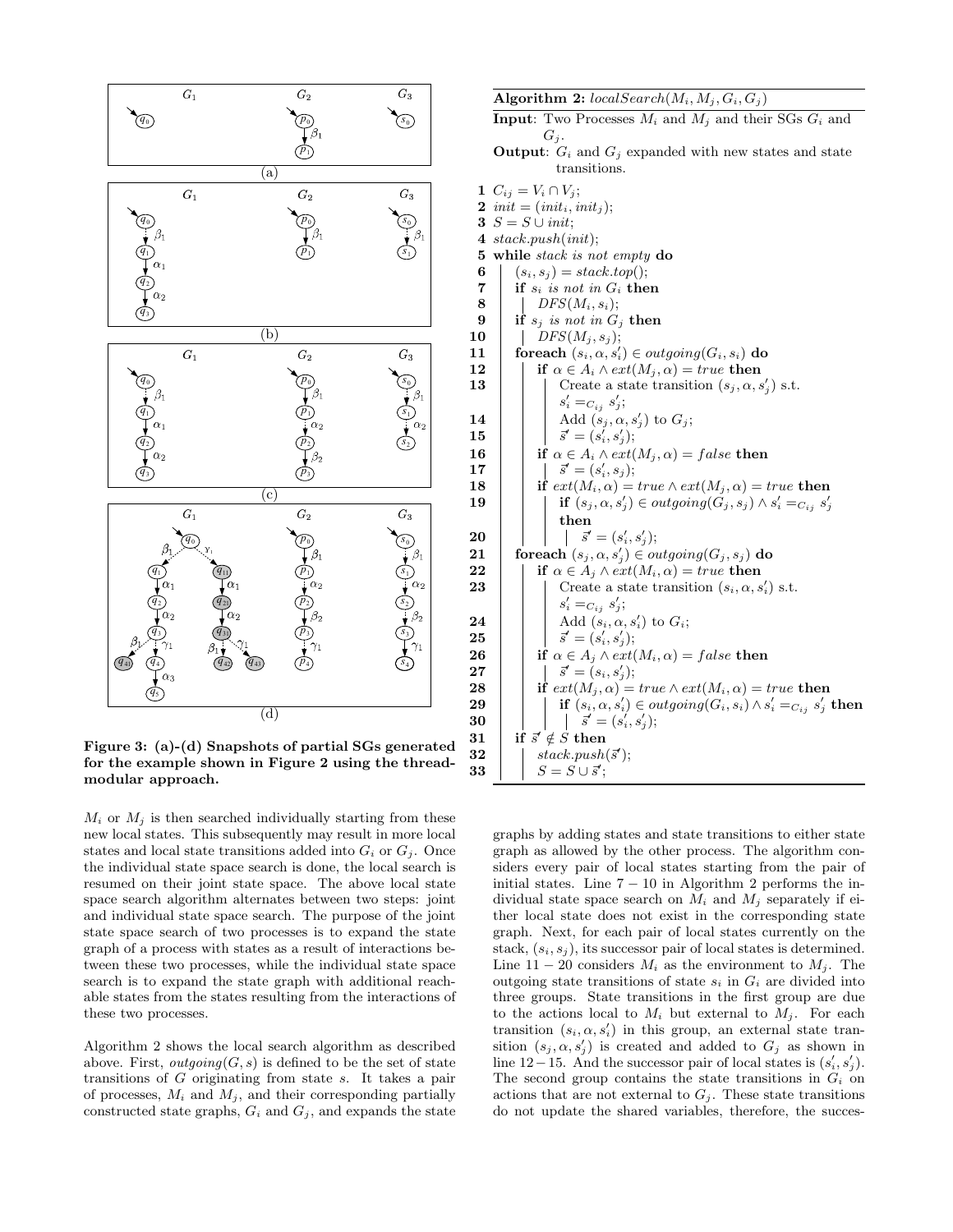Figure 3: (a)-(d) Snapshots of partial SGs generated for the example shown in Figure 2 using the thread-modular approach.

$M_i$ or $M_j$ is then searched individually starting from these new local states. This subsequently may result in more local states and local state transitions added into $G_i$ or $G_j$. Once the individual state space search is done, the local search is resumed on their joint state space. The above local state space search algorithm alternates between two steps: joint and individual state space search. The purpose of the joint state space search of two processes is to expand the state graph of a process with states as a result of interactions between these two processes, while the individual state space search is to expand the state graph with additional reachable states from the states resulting from the interactions of these two processes.

Algorithm 2 shows the local search algorithm as described above. First, $outgoing(G, s)$ is defined to be the set of state transitions of $G$ originating from state $s$. It takes a pair of processes, $M_i$ and $M_j$, and their corresponding partially constructed state graphs, $G_i$ and $G_j$, and expands the state graphs by adding states and state transitions to either state graph as allowed by the other process. The algorithm considers every pair of local states starting from the pair of initial states. Line 7 − 10 in Algorithm 2 performs the individual state space search on $M_i$ and $M_j$ separately if either local state does not exist in the corresponding state graph. Next, for each pair of local states currently on the stack, $(s_i, s_j)$, its successor pair of local states is determined. Line 11 − 20 considers $M_i$ as the environment to $M_j$. The outgoing state transitions of state $s_i$ in $G_i$ are divided into three groups. State transitions in the first group are due to the actions local to $M_i$ but external to $M_j$. For each transition $(s_i, \alpha, s'_i)$ in this group, an external state transition $(s_j, \alpha, s'_j)$ is created and added to $G_j$ as shown in line 12 − 15. And the successor pair of local states is $(s'_i, s'_j)$. The second group contains the state transitions in $G_i$ on actions that are not external to $G_j$. These state transitions do not update the shared variables, therefore, the succes-

**Algorithm 2:** *localSearch*$(M_i, M_j, G_i, G_j)$

**Input**: Two Processes $M_i$ and $M_j$ and their SGs $G_i$ and $G_j$.

**Output**: $G_i$ and $G_j$ expanded with new states and state transitions.

```
1  C_ij = V_i ∩ V_j;
2  init = (init_i, init_j);
3  S = S ∪ init;
4  stack.push(init);
5  while stack is not empty do
6      (s_i, s_j) = stack.top();
7      if s_i is not in G_i then
8          DFS(M_i, s_i);
9      if s_j is not in G_j then
10         DFS(M_j, s_j);
11     foreach (s_i, α, s'_i) ∈ outgoing(G_i, s_i) do
12         if α ∈ A_i ∧ ext(M_j, α) = true then
13             Create a state transition (s_j, α, s'_j) s.t.
               s'_i =_{C_ij} s'_j;
14             Add (s_j, α, s'_j) to G_j;
15             s⃗' = (s'_i, s'_j);
16         if α ∈ A_i ∧ ext(M_j, α) = false then
17             s⃗' = (s'_i, s_j);
18         if ext(M_i, α) = true ∧ ext(M_j, α) = true then
19             if (s_j, α, s'_j) ∈ outgoing(G_j, s_j) ∧ s'_i =_{C_ij} s'_j
               then
20                 s⃗' = (s'_i, s'_j);
21     foreach (s_j, α, s'_j) ∈ outgoing(G_j, s_j) do
22         if α ∈ A_j ∧ ext(M_i, α) = true then
23             Create a state transition (s_i, α, s'_i) s.t.
               s'_i =_{C_ij} s'_j;
24             Add (s_i, α, s'_i) to G_i;
25             s⃗' = (s'_i, s'_j);
26         if α ∈ A_j ∧ ext(M_i, α) = false then
27             s⃗' = (s_i, s'_j);
28         if ext(M_j, α) = true ∧ ext(M_i, α) = true then
29             if (s_i, α, s'_i) ∈ outgoing(G_i, s_i) ∧ s'_i =_{C_ij} s'_j then
30                 s⃗' = (s'_i, s'_j);
31     if s⃗' ∉ S then
32         stack.push(s⃗');
33         S = S ∪ s⃗';
```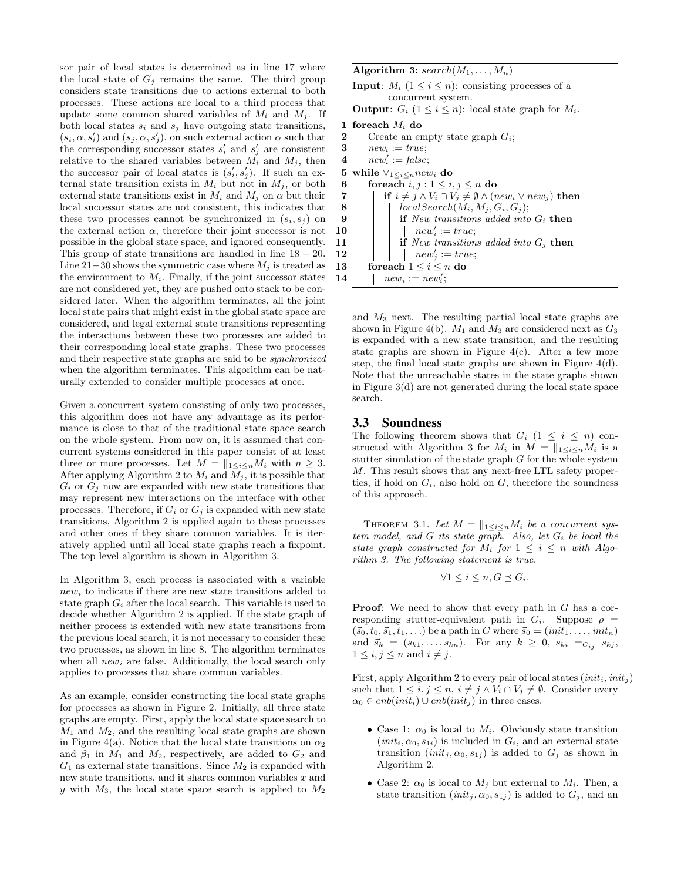sor pair of local states is determined as in line 17 where the local state of $G_j$ remains the same. The third group considers state transitions due to actions external to both processes. These actions are local to a third process that update some common shared variables of $M_i$ and $M_j$. If both local states $s_i$ and $s_j$ have outgoing state transitions, $(s_i, \alpha, s'_i)$ and $(s_j, \alpha, s'_j)$, on such external action $\alpha$ such that the corresponding successor states $s'_i$ and $s'_j$ are consistent relative to the shared variables between $M_i$ and $M_j$, then the successor pair of local states is $(s'_i, s'_j)$. If such an external state transition exists in $M_i$ but not in $M_j$, or both external state transitions exist in $M_i$ and $M_j$ on $\alpha$ but their local successor states are not consistent, this indicates that these two processes cannot be synchronized in $(s_i, s_j)$ on the external action $\alpha$, therefore their joint successor is not possible in the global state space, and ignored consequently. This group of state transitions are handled in line $18-20$. Line $21-30$ shows the symmetric case where $M_j$ is treated as the environment to $M_i$. Finally, if the joint successor states are not considered yet, they are pushed onto stack to be considered later. When the algorithm terminates, all the joint local state pairs that might exist in the global state space are considered, and legal external state transitions representing the interactions between these two processes are added to their corresponding local state graphs. These two processes and their respective state graphs are said to be *synchronized* when the algorithm terminates. This algorithm can be naturally extended to consider multiple processes at once.

Given a concurrent system consisting of only two processes, this algorithm does not have any advantage as its performance is close to that of the traditional state space search on the whole system. From now on, it is assumed that concurrent systems considered in this paper consist of at least three or more processes. Let $M = \|_{1\leq i\leq n} M_i$ with $n \geq 3$. After applying Algorithm 2 to $M_i$ and $M_j$, it is possible that $G_i$ or $G_j$ now are expanded with new state transitions that may represent new interactions on the interface with other processes. Therefore, if $G_i$ or $G_j$ is expanded with new state transitions, Algorithm 2 is applied again to these processes and other ones if they share common variables. It is iteratively applied until all local state graphs reach a fixpoint. The top level algorithm is shown in Algorithm 3.

In Algorithm 3, each process is associated with a variable $new_i$ to indicate if there are new state transitions added to state graph $G_i$ after the local search. This variable is used to decide whether Algorithm 2 is applied. If the state graph of neither process is extended with new state transitions from the previous local search, it is not necessary to consider these two processes, as shown in line 8. The algorithm terminates when all $new_i$ are false. Additionally, the local search only applies to processes that share common variables.

As an example, consider constructing the local state graphs for processes as shown in Figure 2. Initially, all three state graphs are empty. First, apply the local state space search to $M_1$ and $M_2$, and the resulting local state graphs are shown in Figure 4(a). Notice that the local state transitions on $\alpha_2$ and $\beta_1$ in $M_1$ and $M_2$, respectively, are added to $G_2$ and $G_1$ as external state transitions. Since $M_2$ is expanded with new state transitions, and it shares common variables $x$ and $y$ with $M_3$, the local state space search is applied to $M_2$

**Algorithm 3:** $search(M_1, \ldots, M_n)$

**Input**: $M_i$ $(1 \leq i \leq n)$: consisting processes of a concurrent system.
**Output**: $G_i$ $(1 \leq i \leq n)$: local state graph for $M_i$.

```
1  foreach M_i do
2  |   Create an empty state graph G_i;
3  |   new_i := true;
4  |   new'_i := false;
5  while ∨_{1≤i≤n} new_i do
6  |   foreach i, j : 1 ≤ i, j ≤ n do
7  |   |   if i ≠ j ∧ V_i ∩ V_j ≠ ∅ ∧ (new_i ∨ new_j) then
8  |   |   |   localSearch(M_i, M_j, G_i, G_j);
9  |   |   |   if New transitions added into G_i then
10 |   |   |   |   new'_i := true;
11 |   |   |   if New transitions added into G_j then
12 |   |   |   |   new'_j := true;
13 |   foreach 1 ≤ i ≤ n do
14 |   |   new_i := new'_i;
```

and $M_3$ next. The resulting partial local state graphs are shown in Figure 4(b). $M_1$ and $M_3$ are considered next as $G_3$ is expanded with a new state transition, and the resulting state graphs are shown in Figure 4(c). After a few more step, the final local state graphs are shown in Figure 4(d). Note that the unreachable states in the state graphs shown in Figure 3(d) are not generated during the local state space search.

## 3.3 Soundness

The following theorem shows that $G_i$ $(1 \leq i \leq n)$ constructed with Algorithm 3 for $M_i$ in $M = \|_{1\leq i\leq n} M_i$ is a stutter simulation of the state graph $G$ for the whole system $M$. This result shows that any next-free LTL safety properties, if hold on $G_i$, also hold on $G$, therefore the soundness of this approach.

THEOREM 3.1. *Let $M = \|_{1\leq i\leq n} M_i$ be a concurrent system model, and $G$ its state graph. Also, let $G_i$ be local the state graph constructed for $M_i$ for $1 \leq i \leq n$ with Algorithm 3. The following statement is true.*

$$\forall 1 \leq i \leq n, G \preceq G_i.$$

**Proof**: We need to show that every path in $G$ has a corresponding stutter-equivalent path in $G_i$. Suppose $\rho = (\vec{s}_0, t_0, \vec{s}_1, t_1, \ldots)$ be a path in $G$ where $\vec{s}_0 = (init_1, \ldots, init_n)$ and $\vec{s}_k = (s_{k1}, \ldots, s_{kn})$. For any $k \geq 0$, $s_{ki} =_{C_{ij}} s_{kj}$, $1 \leq i, j \leq n$ and $i \neq j$.

First, apply Algorithm 2 to every pair of local states $(init_i, init_j)$ such that $1 \leq i, j \leq n$, $i \neq j \wedge V_i \cap V_j \neq \emptyset$. Consider every $\alpha_0 \in enb(init_i) \cup enb(init_j)$ in three cases.

- Case 1: $\alpha_0$ is local to $M_i$. Obviously state transition $(init_i, \alpha_0, s_{1i})$ is included in $G_i$, and an external state transition $(init_j, \alpha_0, s_{1j})$ is added to $G_j$ as shown in Algorithm 2.
- Case 2: $\alpha_0$ is local to $M_j$ but external to $M_i$. Then, a state transition $(init_j, \alpha_0, s_{1j})$ is added to $G_j$, and an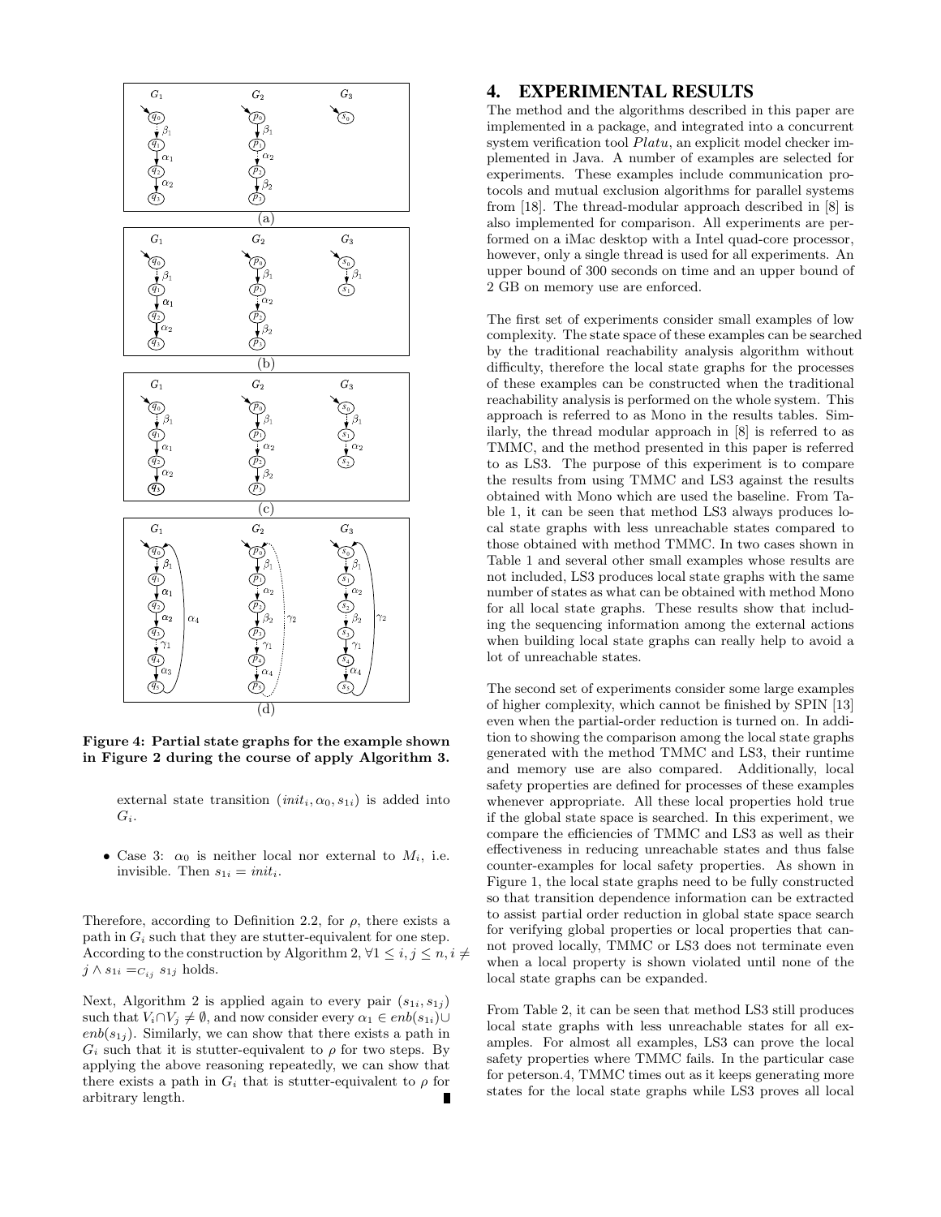Figure 4: Partial state graphs for the example shown in Figure 2 during the course of apply Algorithm 3.

external state transition $(init_i, \alpha_0, s_{1i})$ is added into $G_i$.

- Case 3: $\alpha_0$ is neither local nor external to $M_i$, i.e. invisible. Then $s_{1i} = init_i$.

Therefore, according to Definition 2.2, for $\rho$, there exists a path in $G_i$ such that they are stutter-equivalent for one step. According to the construction by Algorithm 2, $\forall 1 \leq i, j \leq n, i \neq j \wedge s_{1i} =_{C_{ij}} s_{1j}$ holds.

Next, Algorithm 2 is applied again to every pair $(s_{1i}, s_{1j})$ such that $V_i \cap V_j \neq \emptyset$, and now consider every $\alpha_1 \in enb(s_{1i}) \cup enb(s_{1j})$. Similarly, we can show that there exists a path in $G_i$ such that it is stutter-equivalent to $\rho$ for two steps. By applying the above reasoning repeatedly, we can show that there exists a path in $G_i$ that is stutter-equivalent to $\rho$ for arbitrary length. ∎

## 4. EXPERIMENTAL RESULTS

The method and the algorithms described in this paper are implemented in a package, and integrated into a concurrent system verification tool *Platu*, an explicit model checker implemented in Java. A number of examples are selected for experiments. These examples include communication protocols and mutual exclusion algorithms for parallel systems from [18]. The thread-modular approach described in [8] is also implemented for comparison. All experiments are performed on a iMac desktop with a Intel quad-core processor, however, only a single thread is used for all experiments. An upper bound of 300 seconds on time and an upper bound of 2 GB on memory use are enforced.

The first set of experiments consider small examples of low complexity. The state space of these examples can be searched by the traditional reachability analysis algorithm without difficulty, therefore the local state graphs for the processes of these examples can be constructed when the traditional reachability analysis is performed on the whole system. This approach is referred to as Mono in the results tables. Similarly, the thread modular approach in [8] is referred to as TMMC, and the method presented in this paper is referred to as LS3. The purpose of this experiment is to compare the results from using TMMC and LS3 against the results obtained with Mono which are used the baseline. From Table 1, it can be seen that method LS3 always produces local state graphs with less unreachable states compared to those obtained with method TMMC. In two cases shown in Table 1 and several other small examples whose results are not included, LS3 produces local state graphs with the same number of states as what can be obtained with method Mono for all local state graphs. These results show that including the sequencing information among the external actions when building local state graphs can really help to avoid a lot of unreachable states.

The second set of experiments consider some large examples of higher complexity, which cannot be finished by SPIN [13] even when the partial-order reduction is turned on. In addition to showing the comparison among the local state graphs generated with the method TMMC and LS3, their runtime and memory use are also compared. Additionally, local safety properties are defined for processes of these examples whenever appropriate. All these local properties hold true if the global state space is searched. In this experiment, we compare the efficiencies of TMMC and LS3 as well as their effectiveness in reducing unreachable states and thus false counter-examples for local safety properties. As shown in Figure 1, the local state graphs need to be fully constructed so that transition dependence information can be extracted to assist partial order reduction in global state space search for verifying global properties or local properties that cannot proved locally, TMMC or LS3 does not terminate even when a local property is shown violated until none of the local state graphs can be expanded.

From Table 2, it can be seen that method LS3 still produces local state graphs with less unreachable states for all examples. For almost all examples, LS3 can prove the local safety properties where TMMC fails. In the particular case for peterson.4, TMMC times out as it keeps generating more states for the local state graphs while LS3 proves all local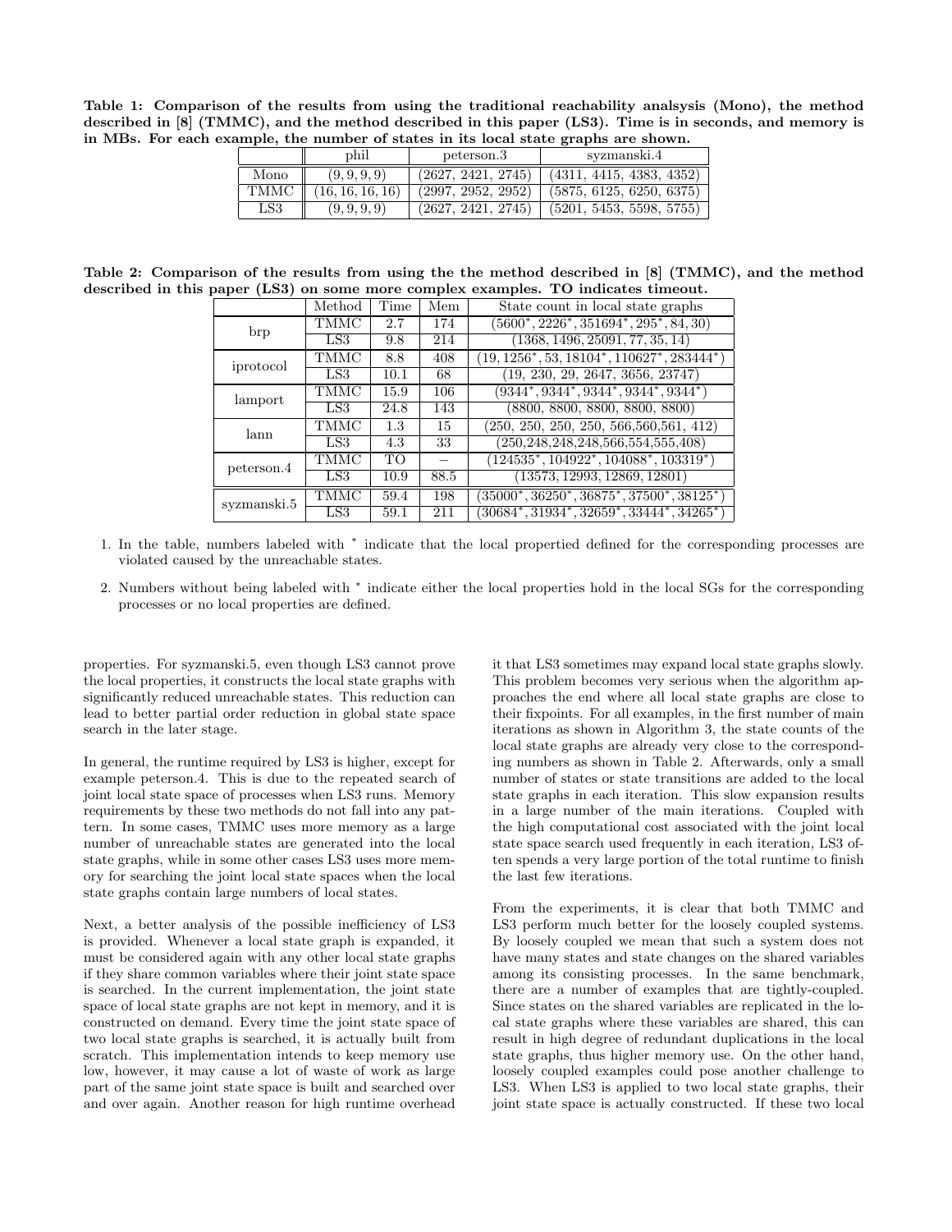**Table 1: Comparison of the results from using the traditional reachability analsysis (Mono), the method described in [8] (TMMC), and the method described in this paper (LS3). Time is in seconds, and memory is in MBs. For each example, the number of states in its local state graphs are shown.**

| | phil | peterson.3 | syzmanski.4 |
|---|---|---|---|
| Mono | (9, 9, 9, 9) | (2627, 2421, 2745) | (4311, 4415, 4383, 4352) |
| TMMC | (16, 16, 16, 16) | (2997, 2952, 2952) | (5875, 6125, 6250, 6375) |
| LS3 | (9, 9, 9, 9) | (2627, 2421, 2745) | (5201, 5453, 5598, 5755) |

**Table 2: Comparison of the results from using the the method described in [8] (TMMC), and the method described in this paper (LS3) on some more complex examples. TO indicates timeout.**

| | Method | Time | Mem | State count in local state graphs |
|---|---|---|---|---|
| brp | TMMC | 2.7 | 174 | $(5600^*, 2226^*, 351694^*, 295^*, 84, 30)$ |
| | LS3 | 9.8 | 214 | (1368, 1496, 25091, 77, 35, 14) |
| iprotocol | TMMC | 8.8 | 408 | $(19, 1256^*, 53, 18104^*, 110627^*, 283444^*)$ |
| | LS3 | 10.1 | 68 | (19, 230, 29, 2647, 3656, 23747) |
| lamport | TMMC | 15.9 | 106 | $(9344^*, 9344^*, 9344^*, 9344^*, 9344^*)$ |
| | LS3 | 24.8 | 143 | (8800, 8800, 8800, 8800, 8800) |
| lann | TMMC | 1.3 | 15 | (250, 250, 250, 250, 566,560,561, 412) |
| | LS3 | 4.3 | 33 | (250,248,248,248,566,554,555,408) |
| peterson.4 | TMMC | TO | – | $(124535^*, 104922^*, 104088^*, 103319^*)$ |
| | LS3 | 10.9 | 88.5 | (13573, 12993, 12869, 12801) |
| syzmanski.5 | TMMC | 59.4 | 198 | $(35000^*, 36250^*, 36875^*, 37500^*, 38125^*)$ |
| | LS3 | 59.1 | 211 | $(30684^*, 31934^*, 32659^*, 33444^*, 34265^*)$ |

1. In the table, numbers labeled with * indicate that the local propertied defined for the corresponding processes are violated caused by the unreachable states.
2. Numbers without being labeled with * indicate either the local properties hold in the local SGs for the corresponding processes or no local properties are defined.

properties. For syzmanski.5, even though LS3 cannot prove the local properties, it constructs the local state graphs with significantly reduced unreachable states. This reduction can lead to better partial order reduction in global state space search in the later stage.

In general, the runtime required by LS3 is higher, except for example peterson.4. This is due to the repeated search of joint local state space of processes when LS3 runs. Memory requirements by these two methods do not fall into any pattern. In some cases, TMMC uses more memory as a large number of unreachable states are generated into the local state graphs, while in some other cases LS3 uses more memory for searching the joint local state spaces when the local state graphs contain large numbers of local states.

Next, a better analysis of the possible inefficiency of LS3 is provided. Whenever a local state graph is expanded, it must be considered again with any other local state graphs if they share common variables where their joint state space is searched. In the current implementation, the joint state space of local state graphs are not kept in memory, and it is constructed on demand. Every time the joint state space of two local state graphs is searched, it is actually built from scratch. This implementation intends to keep memory use low, however, it may cause a lot of waste of work as large part of the same joint state space is built and searched over and over again. Another reason for high runtime overhead it that LS3 sometimes may expand local state graphs slowly. This problem becomes very serious when the algorithm approaches the end where all local state graphs are close to their fixpoints. For all examples, in the first number of main iterations as shown in Algorithm 3, the state counts of the local state graphs are already very close to the corresponding numbers as shown in Table 2. Afterwards, only a small number of states or state transitions are added to the local state graphs in each iteration. This slow expansion results in a large number of the main iterations. Coupled with the high computational cost associated with the joint local state space search used frequently in each iteration, LS3 often spends a very large portion of the total runtime to finish the last few iterations.

From the experiments, it is clear that both TMMC and LS3 perform much better for the loosely coupled systems. By loosely coupled we mean that such a system does not have many states and state changes on the shared variables among its consisting processes. In the same benchmark, there are a number of examples that are tightly-coupled. Since states on the shared variables are replicated in the local state graphs where these variables are shared, this can result in high degree of redundant duplications in the local state graphs, thus higher memory use. On the other hand, loosely coupled examples could pose another challenge to LS3. When LS3 is applied to two local state graphs, their joint state space is actually constructed. If these two local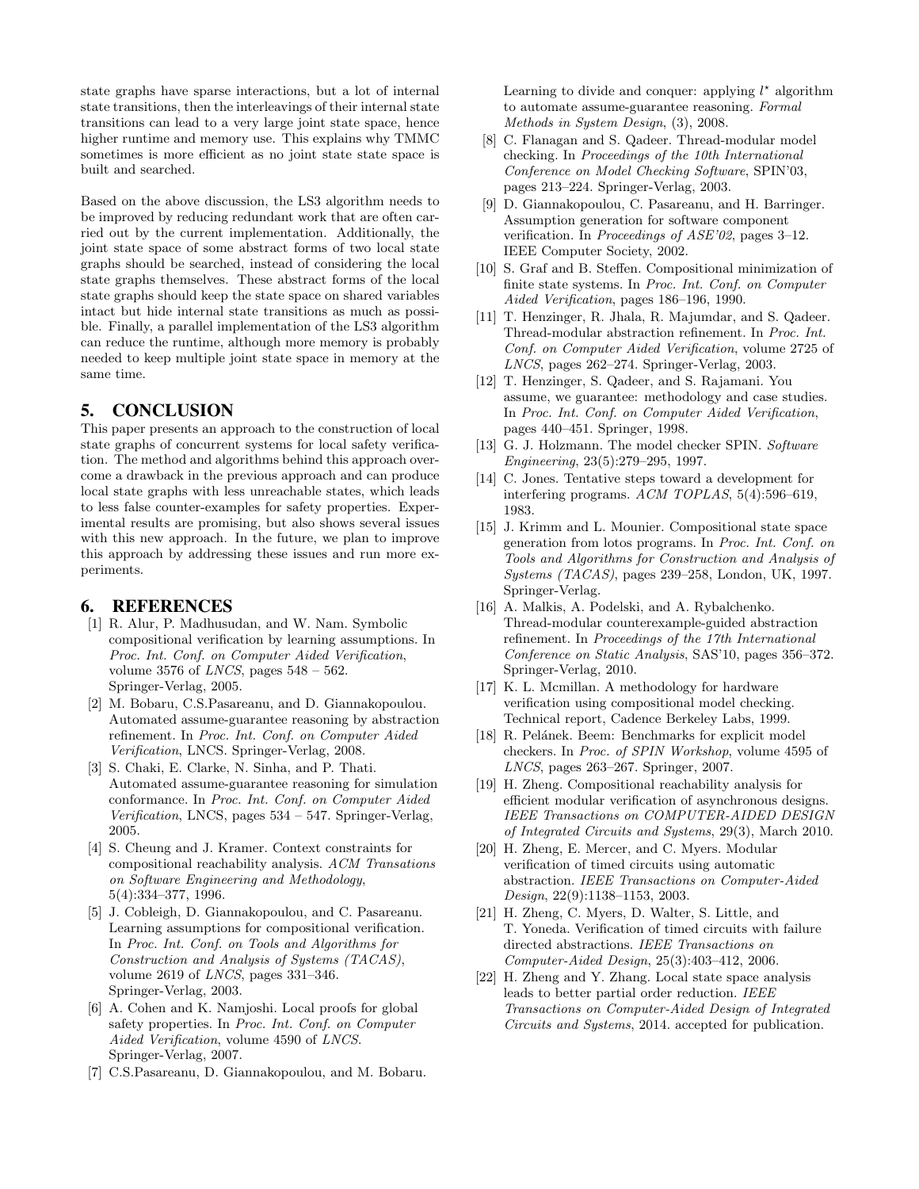state graphs have sparse interactions, but a lot of internal state transitions, then the interleavings of their internal state transitions can lead to a very large joint state space, hence higher runtime and memory use. This explains why TMMC sometimes is more efficient as no joint state state space is built and searched.

Based on the above discussion, the LS3 algorithm needs to be improved by reducing redundant work that are often carried out by the current implementation. Additionally, the joint state space of some abstract forms of two local state graphs should be searched, instead of considering the local state graphs themselves. These abstract forms of the local state graphs should keep the state space on shared variables intact but hide internal state transitions as much as possible. Finally, a parallel implementation of the LS3 algorithm can reduce the runtime, although more memory is probably needed to keep multiple joint state space in memory at the same time.

# 5. CONCLUSION

This paper presents an approach to the construction of local state graphs of concurrent systems for local safety verification. The method and algorithms behind this approach overcome a drawback in the previous approach and can produce local state graphs with less unreachable states, which leads to less false counter-examples for safety properties. Experimental results are promising, but also shows several issues with this new approach. In the future, we plan to improve this approach by addressing these issues and run more experiments.

# 6. REFERENCES

[1] R. Alur, P. Madhusudan, and W. Nam. Symbolic compositional verification by learning assumptions. In *Proc. Int. Conf. on Computer Aided Verification*, volume 3576 of *LNCS*, pages 548 – 562. Springer-Verlag, 2005.

[2] M. Bobaru, C.S.Pasareanu, and D. Giannakopoulou. Automated assume-guarantee reasoning by abstraction refinement. In *Proc. Int. Conf. on Computer Aided Verification*, LNCS. Springer-Verlag, 2008.

[3] S. Chaki, E. Clarke, N. Sinha, and P. Thati. Automated assume-guarantee reasoning for simulation conformance. In *Proc. Int. Conf. on Computer Aided Verification*, LNCS, pages 534 – 547. Springer-Verlag, 2005.

[4] S. Cheung and J. Kramer. Context constraints for compositional reachability analysis. *ACM Transations on Software Engineering and Methodology*, 5(4):334–377, 1996.

[5] J. Cobleigh, D. Giannakopoulou, and C. Pasareanu. Learning assumptions for compositional verification. In *Proc. Int. Conf. on Tools and Algorithms for Construction and Analysis of Systems (TACAS)*, volume 2619 of *LNCS*, pages 331–346. Springer-Verlag, 2003.

[6] A. Cohen and K. Namjoshi. Local proofs for global safety properties. In *Proc. Int. Conf. on Computer Aided Verification*, volume 4590 of *LNCS*. Springer-Verlag, 2007.

[7] C.S.Pasareanu, D. Giannakopoulou, and M. Bobaru. Learning to divide and conquer: applying $l^\star$ algorithm to automate assume-guarantee reasoning. *Formal Methods in System Design*, (3), 2008.

[8] C. Flanagan and S. Qadeer. Thread-modular model checking. In *Proceedings of the 10th International Conference on Model Checking Software*, SPIN'03, pages 213–224. Springer-Verlag, 2003.

[9] D. Giannakopoulou, C. Pasareanu, and H. Barringer. Assumption generation for software component verification. In *Proceedings of ASE'02*, pages 3–12. IEEE Computer Society, 2002.

[10] S. Graf and B. Steffen. Compositional minimization of finite state systems. In *Proc. Int. Conf. on Computer Aided Verification*, pages 186–196, 1990.

[11] T. Henzinger, R. Jhala, R. Majumdar, and S. Qadeer. Thread-modular abstraction refinement. In *Proc. Int. Conf. on Computer Aided Verification*, volume 2725 of *LNCS*, pages 262–274. Springer-Verlag, 2003.

[12] T. Henzinger, S. Qadeer, and S. Rajamani. You assume, we guarantee: methodology and case studies. In *Proc. Int. Conf. on Computer Aided Verification*, pages 440–451. Springer, 1998.

[13] G. J. Holzmann. The model checker SPIN. *Software Engineering*, 23(5):279–295, 1997.

[14] C. Jones. Tentative steps toward a development for interfering programs. *ACM TOPLAS*, 5(4):596–619, 1983.

[15] J. Krimm and L. Mounier. Compositional state space generation from lotos programs. In *Proc. Int. Conf. on Tools and Algorithms for Construction and Analysis of Systems (TACAS)*, pages 239–258, London, UK, 1997. Springer-Verlag.

[16] A. Malkis, A. Podelski, and A. Rybalchenko. Thread-modular counterexample-guided abstraction refinement. In *Proceedings of the 17th International Conference on Static Analysis*, SAS'10, pages 356–372. Springer-Verlag, 2010.

[17] K. L. Mcmillan. A methodology for hardware verification using compositional model checking. Technical report, Cadence Berkeley Labs, 1999.

[18] R. Pelánek. Beem: Benchmarks for explicit model checkers. In *Proc. of SPIN Workshop*, volume 4595 of *LNCS*, pages 263–267. Springer, 2007.

[19] H. Zheng. Compositional reachability analysis for efficient modular verification of asynchronous designs. *IEEE Transactions on COMPUTER-AIDED DESIGN of Integrated Circuits and Systems*, 29(3), March 2010.

[20] H. Zheng, E. Mercer, and C. Myers. Modular verification of timed circuits using automatic abstraction. *IEEE Transactions on Computer-Aided Design*, 22(9):1138–1153, 2003.

[21] H. Zheng, C. Myers, D. Walter, S. Little, and T. Yoneda. Verification of timed circuits with failure directed abstractions. *IEEE Transactions on Computer-Aided Design*, 25(3):403–412, 2006.

[22] H. Zheng and Y. Zhang. Local state space analysis leads to better partial order reduction. *IEEE Transactions on Computer-Aided Design of Integrated Circuits and Systems*, 2014. accepted for publication.